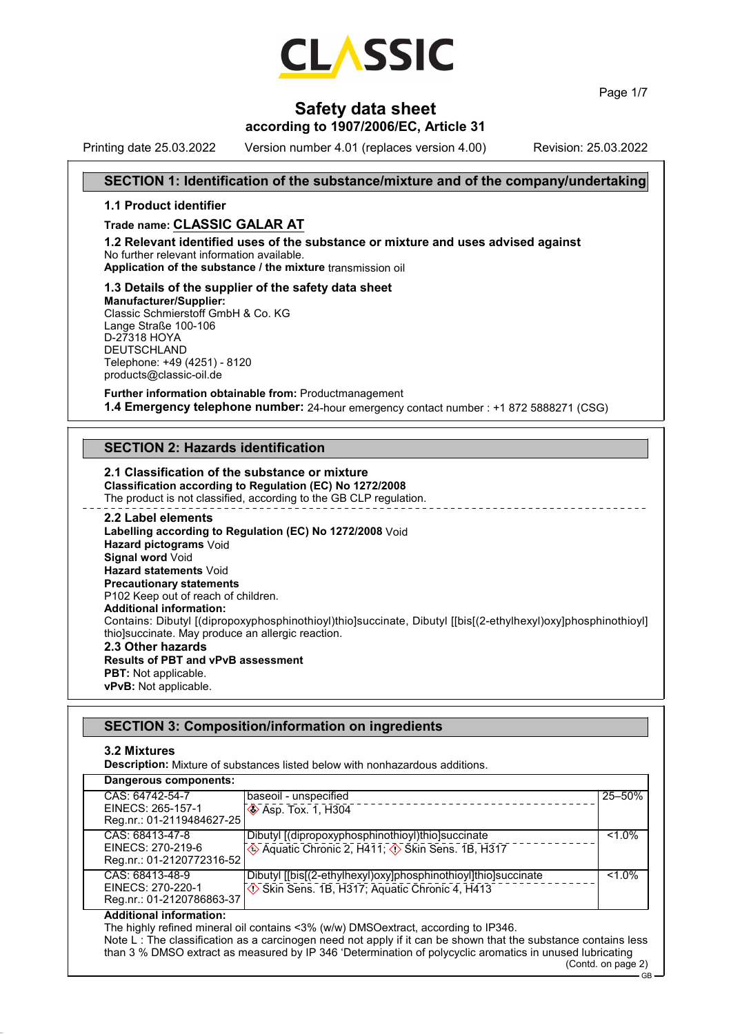# Safety data sheet

**according to 1907/2006/EC, Article 31**

Printing date 25.03.2022 Version number 4.01 (replaces version 4.00) Revision: 25.03.2022

## SECTION 1: Identification of the substance/mixture and of the company/undertaking

### 1.1 Product identifier

**Trade name: CLASSIC GALAR AT**

### 1.2 Relevant identified uses of the substance or mixture and uses advised against

No further relevant information available.

**Application of the substance / the mixture** transmission oil

### 1.3 Details of the supplier of the safety data sheet

**Manufacturer/Supplier:**
Classic Schmierstoff GmbH & Co. KG
Lange Straße 100-106
D-27318 HOYA
DEUTSCHLAND
Telephone: +49 (4251) - 8120
products@classic-oil.de

**Further information obtainable from:** Productmanagement

**1.4 Emergency telephone number:** 24-hour emergency contact number : +1 872 5888271 (CSG)

## SECTION 2: Hazards identification

### 2.1 Classification of the substance or mixture

**Classification according to Regulation (EC) No 1272/2008**
The product is not classified, according to the GB CLP regulation.

### 2.2 Label elements

**Labelling according to Regulation (EC) No 1272/2008** Void
**Hazard pictograms** Void
**Signal word** Void
**Hazard statements** Void
**Precautionary statements**
P102 Keep out of reach of children.
**Additional information:**
Contains: Dibutyl [(dipropoxyphosphinothioyl)thio]succinate, Dibutyl [[bis[(2-ethylhexyl)oxy]phosphinothioyl]thio]succinate. May produce an allergic reaction.

### 2.3 Other hazards

**Results of PBT and vPvB assessment**
**PBT:** Not applicable.
**vPvB:** Not applicable.

## SECTION 3: Composition/information on ingredients

### 3.2 Mixtures

**Description:** Mixture of substances listed below with nonhazardous additions.

| **Dangerous components:** | | |
|---|---|---|
| CAS: 64742-54-7<br>EINECS: 265-157-1<br>Reg.nr.: 01-2119484627-25 | baseoil - unspecified<br>Asp. Tox. 1, H304 | 25–50% |
| CAS: 68413-47-8<br>EINECS: 270-219-6<br>Reg.nr.: 01-2120772316-52 | Dibutyl [(dipropoxyphosphinothioyl)thio]succinate<br>Aquatic Chronic 2, H411; Skin Sens. 1B, H317 | <1.0% |
| CAS: 68413-48-9<br>EINECS: 270-220-1<br>Reg.nr.: 01-2120786863-37 | Dibutyl [[bis[(2-ethylhexyl)oxy]phosphinothioyl]thio]succinate<br>Skin Sens. 1B, H317; Aquatic Chronic 4, H413 | <1.0% |

**Additional information:**
The highly refined mineral oil contains <3% (w/w) DMSOextract, according to IP346.
Note L : The classification as a carcinogen need not apply if it can be shown that the substance contains less than 3 % DMSO extract as measured by IP 346 'Determination of polycyclic aromatics in unused lubricating

(Contd. on page 2)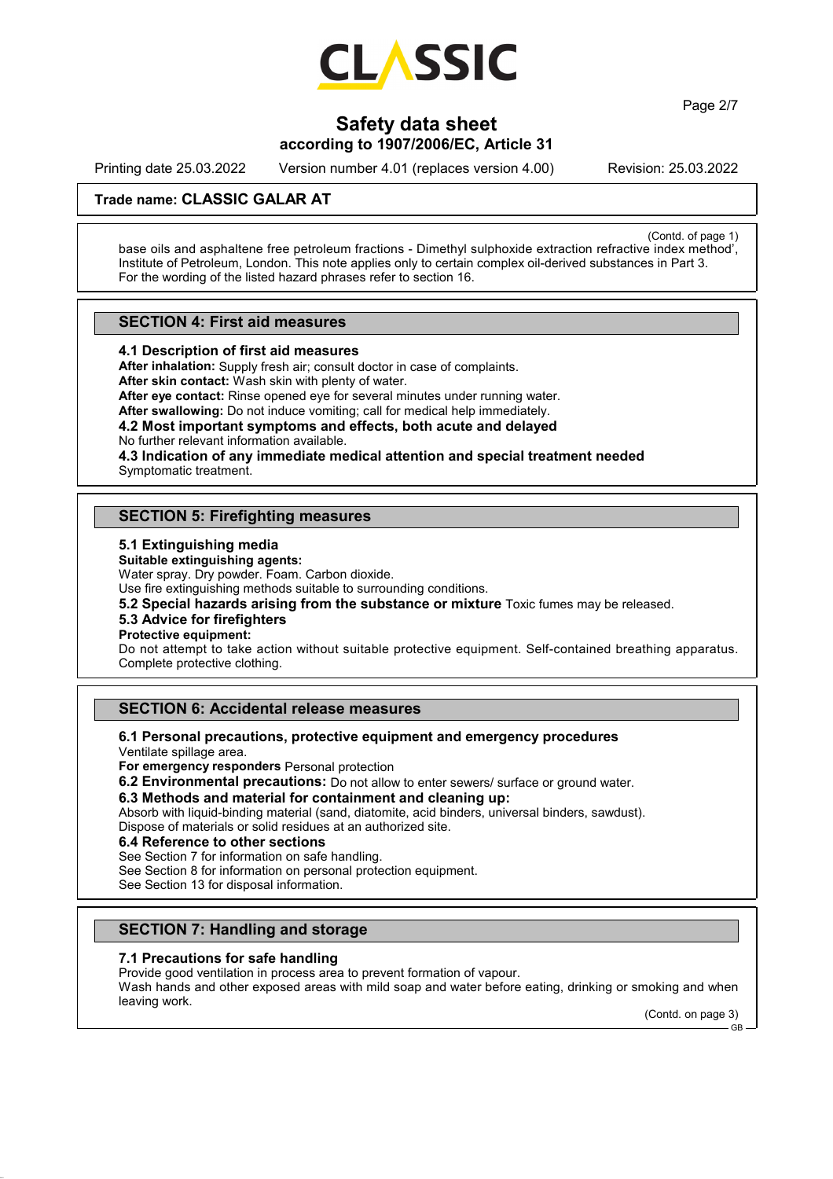**Trade name: CLASSIC GALAR AT**

(Contd. of page 1)

base oils and asphaltene free petroleum fractions - Dimethyl sulphoxide extraction refractive index method', Institute of Petroleum, London. This note applies only to certain complex oil-derived substances in Part 3. For the wording of the listed hazard phrases refer to section 16.

## SECTION 4: First aid measures

### 4.1 Description of first aid measures

**After inhalation:** Supply fresh air; consult doctor in case of complaints.
**After skin contact:** Wash skin with plenty of water.
**After eye contact:** Rinse opened eye for several minutes under running water.
**After swallowing:** Do not induce vomiting; call for medical help immediately.

### 4.2 Most important symptoms and effects, both acute and delayed

No further relevant information available.

### 4.3 Indication of any immediate medical attention and special treatment needed

Symptomatic treatment.

## SECTION 5: Firefighting measures

### 5.1 Extinguishing media

**Suitable extinguishing agents:**
Water spray. Dry powder. Foam. Carbon dioxide.
Use fire extinguishing methods suitable to surrounding conditions.

**5.2 Special hazards arising from the substance or mixture** Toxic fumes may be released.

### 5.3 Advice for firefighters

**Protective equipment:**
Do not attempt to take action without suitable protective equipment. Self-contained breathing apparatus. Complete protective clothing.

## SECTION 6: Accidental release measures

### 6.1 Personal precautions, protective equipment and emergency procedures

Ventilate spillage area.
**For emergency responders** Personal protection

**6.2 Environmental precautions:** Do not allow to enter sewers/ surface or ground water.

### 6.3 Methods and material for containment and cleaning up:

Absorb with liquid-binding material (sand, diatomite, acid binders, universal binders, sawdust).
Dispose of materials or solid residues at an authorized site.

### 6.4 Reference to other sections

See Section 7 for information on safe handling.
See Section 8 for information on personal protection equipment.
See Section 13 for disposal information.

## SECTION 7: Handling and storage

### 7.1 Precautions for safe handling

Provide good ventilation in process area to prevent formation of vapour.
Wash hands and other exposed areas with mild soap and water before eating, drinking or smoking and when leaving work.

(Contd. on page 3)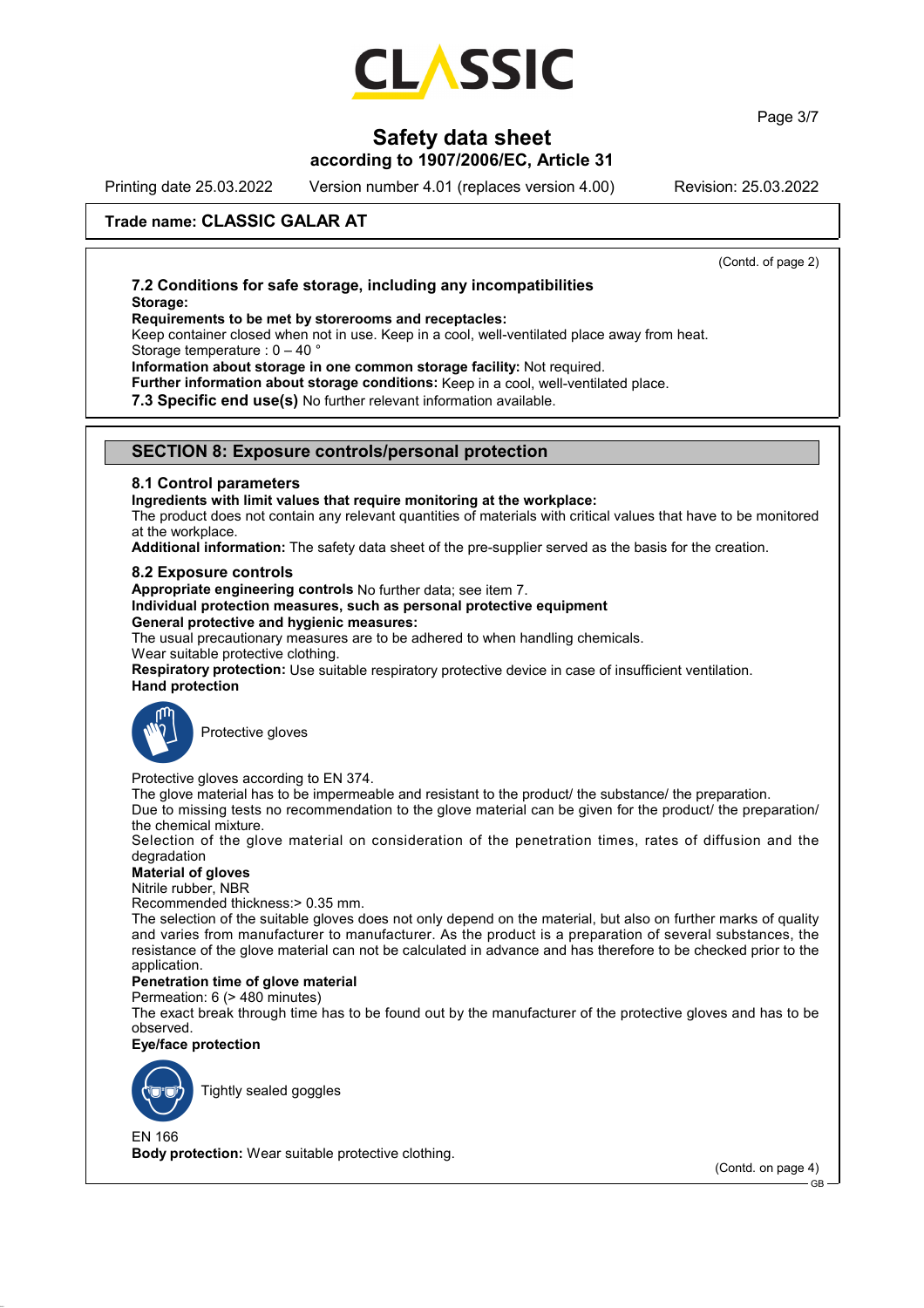# Safety data sheet

**according to 1907/2006/EC, Article 31**

Printing date 25.03.2022 Version number 4.01 (replaces version 4.00) Revision: 25.03.2022

**Trade name: CLASSIC GALAR AT**

(Contd. of page 2)

### 7.2 Conditions for safe storage, including any incompatibilities

**Storage:**

**Requirements to be met by storerooms and receptacles:**
Keep container closed when not in use. Keep in a cool, well-ventilated place away from heat.
Storage temperature : 0 – 40 °

**Information about storage in one common storage facility:** Not required.

**Further information about storage conditions:** Keep in a cool, well-ventilated place.

**7.3 Specific end use(s)** No further relevant information available.

## SECTION 8: Exposure controls/personal protection

### 8.1 Control parameters

**Ingredients with limit values that require monitoring at the workplace:**
The product does not contain any relevant quantities of materials with critical values that have to be monitored at the workplace.

**Additional information:** The safety data sheet of the pre-supplier served as the basis for the creation.

### 8.2 Exposure controls

**Appropriate engineering controls** No further data; see item 7.

**Individual protection measures, such as personal protective equipment**

**General protective and hygienic measures:**
The usual precautionary measures are to be adhered to when handling chemicals.
Wear suitable protective clothing.

**Respiratory protection:** Use suitable respiratory protective device in case of insufficient ventilation.

**Hand protection**

Protective gloves

Protective gloves according to EN 374.
The glove material has to be impermeable and resistant to the product/ the substance/ the preparation.
Due to missing tests no recommendation to the glove material can be given for the product/ the preparation/ the chemical mixture.
Selection of the glove material on consideration of the penetration times, rates of diffusion and the degradation

**Material of gloves**
Nitrile rubber, NBR
Recommended thickness:> 0.35 mm.
The selection of the suitable gloves does not only depend on the material, but also on further marks of quality and varies from manufacturer to manufacturer. As the product is a preparation of several substances, the resistance of the glove material can not be calculated in advance and has therefore to be checked prior to the application.

**Penetration time of glove material**
Permeation: 6 (> 480 minutes)
The exact break through time has to be found out by the manufacturer of the protective gloves and has to be observed.

**Eye/face protection**

Tightly sealed goggles

EN 166

**Body protection:** Wear suitable protective clothing.

(Contd. on page 4)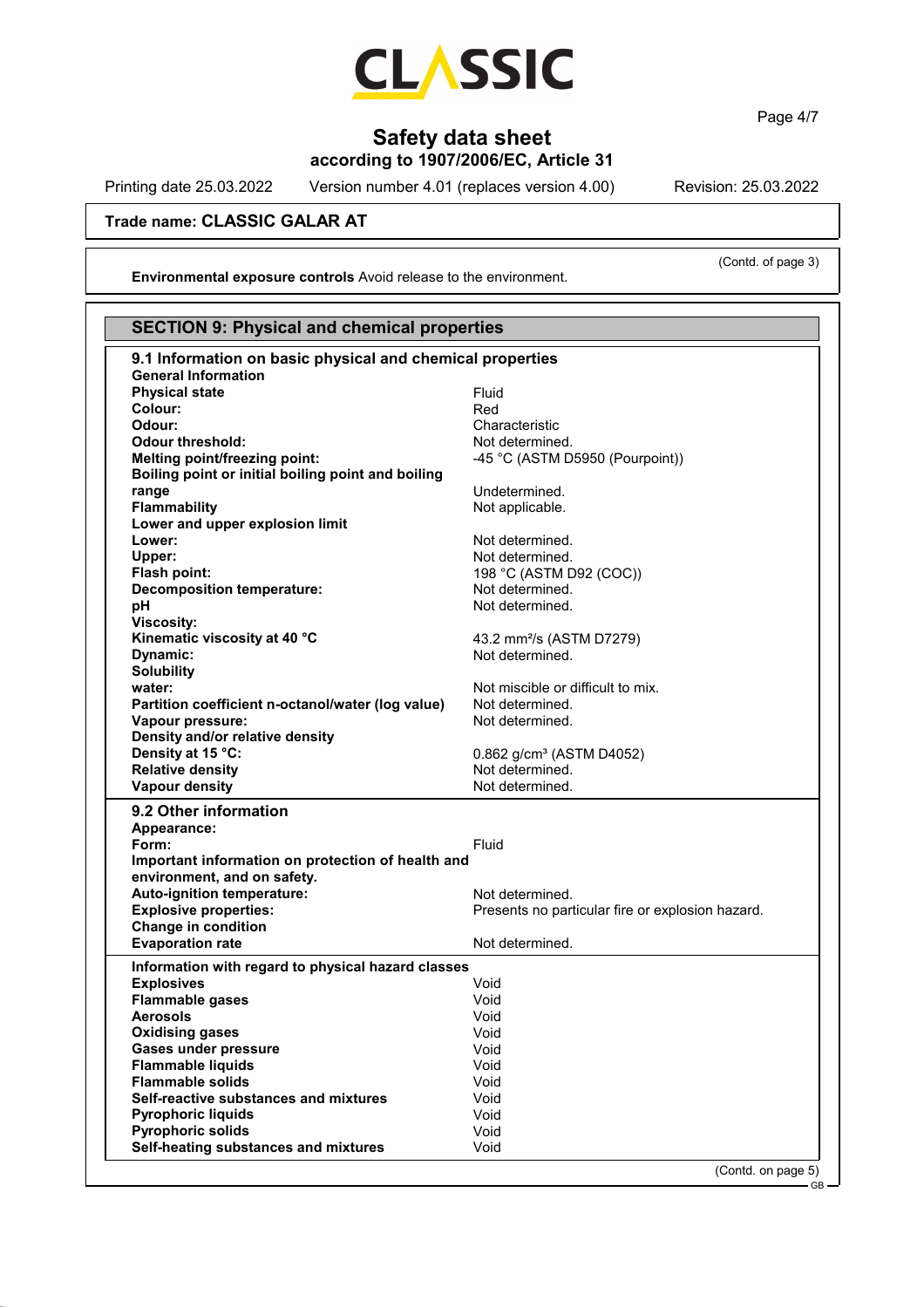**Trade name: CLASSIC GALAR AT**

(Contd. of page 3)

**Environmental exposure controls** Avoid release to the environment.

## SECTION 9: Physical and chemical properties

### 9.1 Information on basic physical and chemical properties

**General Information**

| | |
|---|---|
| **Physical state** | Fluid |
| **Colour:** | Red |
| **Odour:** | Characteristic |
| **Odour threshold:** | Not determined. |
| **Melting point/freezing point:** | -45 °C (ASTM D5950 (Pourpoint)) |
| **Boiling point or initial boiling point and boiling range** | Undetermined. |
| **Flammability** | Not applicable. |
| **Lower and upper explosion limit** | |
| **Lower:** | Not determined. |
| **Upper:** | Not determined. |
| **Flash point:** | 198 °C (ASTM D92 (COC)) |
| **Decomposition temperature:** | Not determined. |
| **pH** | Not determined. |
| **Viscosity:** | |
| **Kinematic viscosity at 40 °C** | 43.2 $mm^2/s$ (ASTM D7279) |
| **Dynamic:** | Not determined. |
| **Solubility** | |
| **water:** | Not miscible or difficult to mix. |
| **Partition coefficient n-octanol/water (log value)** | Not determined. |
| **Vapour pressure:** | Not determined. |
| **Density and/or relative density** | |
| **Density at 15 °C:** | 0.862 $g/cm^3$ (ASTM D4052) |
| **Relative density** | Not determined. |
| **Vapour density** | Not determined. |

### 9.2 Other information

| | |
|---|---|
| **Appearance:** | |
| **Form:** | Fluid |
| **Important information on protection of health and environment, and on safety.** | |
| **Auto-ignition temperature:** | Not determined. |
| **Explosive properties:** | Presents no particular fire or explosion hazard. |
| **Change in condition** | |
| **Evaporation rate** | Not determined. |

**Information with regard to physical hazard classes**

| | |
|---|---|
| **Explosives** | Void |
| **Flammable gases** | Void |
| **Aerosols** | Void |
| **Oxidising gases** | Void |
| **Gases under pressure** | Void |
| **Flammable liquids** | Void |
| **Flammable solids** | Void |
| **Self-reactive substances and mixtures** | Void |
| **Pyrophoric liquids** | Void |
| **Pyrophoric solids** | Void |
| **Self-heating substances and mixtures** | Void |

(Contd. on page 5)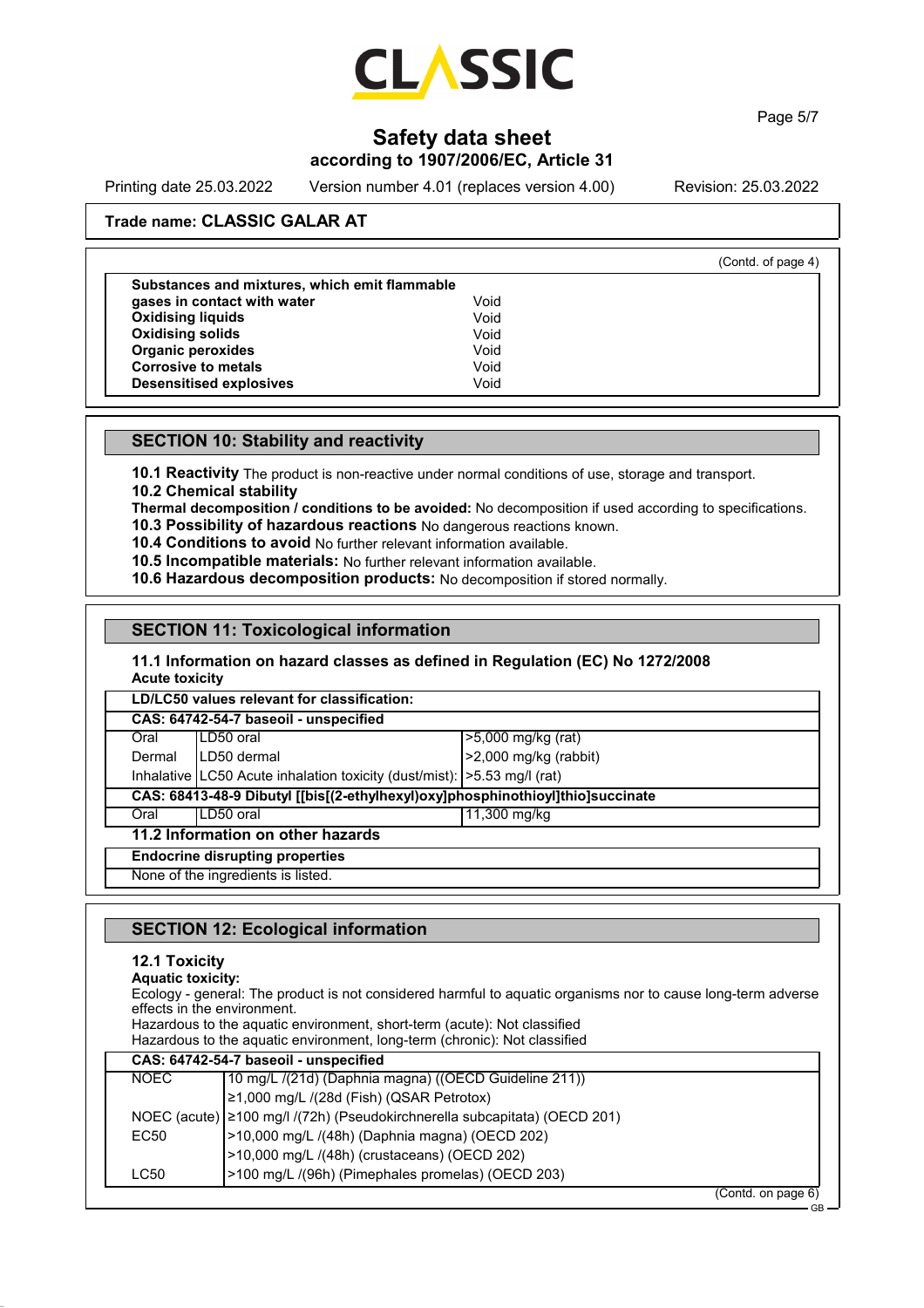(Contd. of page 4)

| | |
|---|---|
| **Substances and mixtures, which emit flammable gases in contact with water** | Void |
| **Oxidising liquids** | Void |
| **Oxidising solids** | Void |
| **Organic peroxides** | Void |
| **Corrosive to metals** | Void |
| **Desensitised explosives** | Void |

## SECTION 10: Stability and reactivity

**10.1 Reactivity** The product is non-reactive under normal conditions of use, storage and transport.
**10.2 Chemical stability**
**Thermal decomposition / conditions to be avoided:** No decomposition if used according to specifications.
**10.3 Possibility of hazardous reactions** No dangerous reactions known.
**10.4 Conditions to avoid** No further relevant information available.
**10.5 Incompatible materials:** No further relevant information available.
**10.6 Hazardous decomposition products:** No decomposition if stored normally.

## SECTION 11: Toxicological information

### 11.1 Information on hazard classes as defined in Regulation (EC) No 1272/2008

**Acute toxicity**

| **LD/LC50 values relevant for classification:** | | |
|---|---|---|
| **CAS: 64742-54-7 baseoil - unspecified** | | |
| Oral | LD50 oral | >5,000 mg/kg (rat) |
| Dermal | LD50 dermal | >2,000 mg/kg (rabbit) |
| Inhalative | LC50 Acute inhalation toxicity (dust/mist): | >5.53 mg/l (rat) |
| **CAS: 68413-48-9 Dibutyl [[bis[(2-ethylhexyl)oxy]phosphinothioyl]thio]succinate** | | |
| Oral | LD50 oral | 11,300 mg/kg |

### 11.2 Information on other hazards

**Endocrine disrupting properties**

None of the ingredients is listed.

## SECTION 12: Ecological information

### 12.1 Toxicity

**Aquatic toxicity:**

Ecology - general: The product is not considered harmful to aquatic organisms nor to cause long-term adverse effects in the environment.
Hazardous to the aquatic environment, short-term (acute): Not classified
Hazardous to the aquatic environment, long-term (chronic): Not classified

| **CAS: 64742-54-7 baseoil - unspecified** | |
|---|---|
| NOEC | 10 mg/L /(21d) (Daphnia magna) ((OECD Guideline 211)) |
| | ≥1,000 mg/L /(28d (Fish) (QSAR Petrotox) |
| NOEC (acute) | ≥100 mg/l /(72h) (Pseudokirchnerella subcapitata) (OECD 201) |
| EC50 | >10,000 mg/L /(48h) (Daphnia magna) (OECD 202) |
| | >10,000 mg/L /(48h) (crustaceans) (OECD 202) |
| LC50 | >100 mg/L /(96h) (Pimephales promelas) (OECD 203) |

(Contd. on page 6)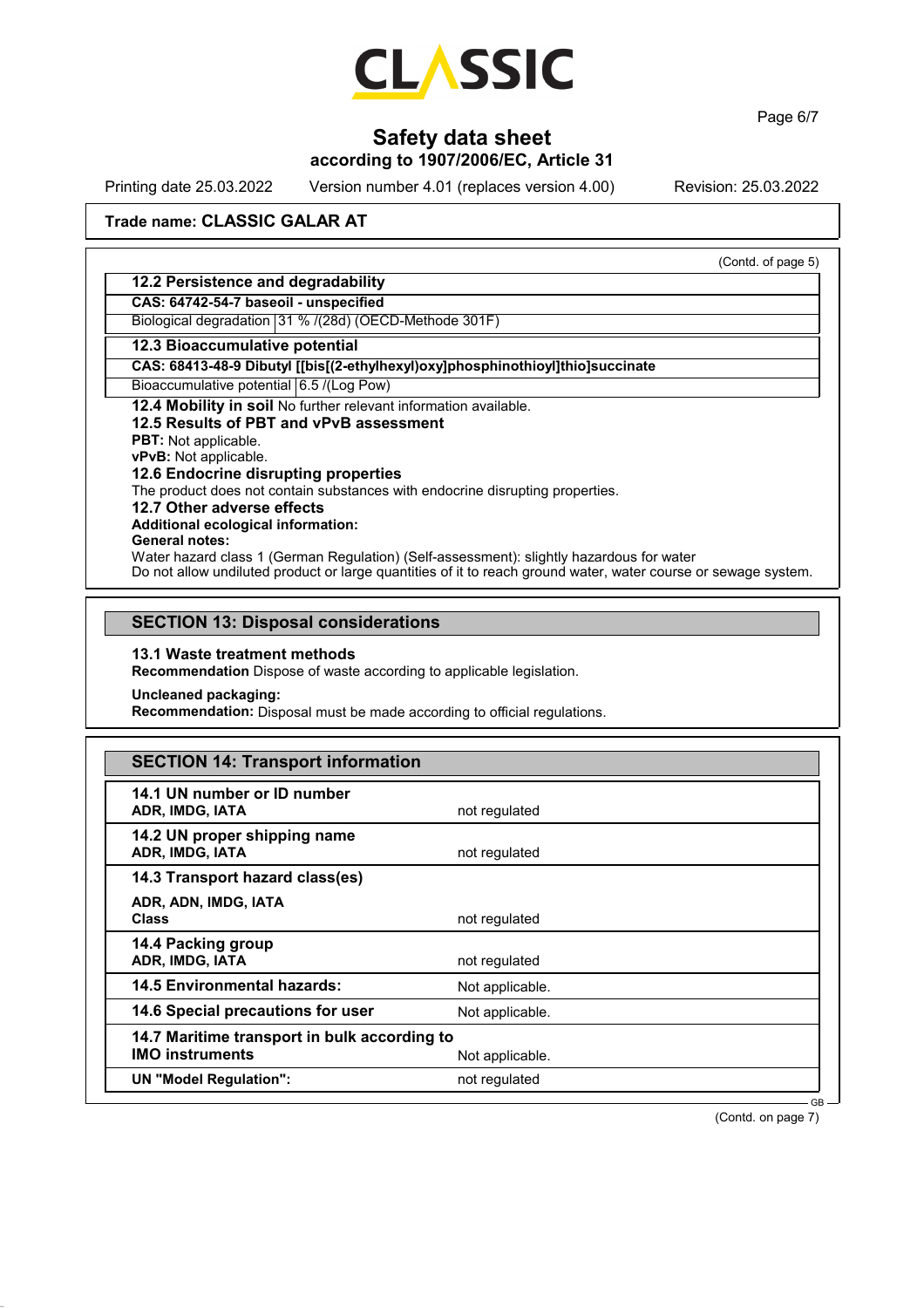**Trade name: CLASSIC GALAR AT**

(Contd. of page 5)

### 12.2 Persistence and degradability

**CAS: 64742-54-7 baseoil - unspecified**

| Biological degradation | 31 % /(28d) (OECD-Methode 301F) |
|---|---|

### 12.3 Bioaccumulative potential

**CAS: 68413-48-9 Dibutyl [[bis[(2-ethylhexyl)oxy]phosphinothioyl]thio]succinate**

| Bioaccumulative potential | 6.5 /(Log Pow) |
|---|---|

**12.4 Mobility in soil** No further relevant information available.

### 12.5 Results of PBT and vPvB assessment

**PBT:** Not applicable.
**vPvB:** Not applicable.

### 12.6 Endocrine disrupting properties

The product does not contain substances with endocrine disrupting properties.

### 12.7 Other adverse effects

**Additional ecological information:**
**General notes:**
Water hazard class 1 (German Regulation) (Self-assessment): slightly hazardous for water
Do not allow undiluted product or large quantities of it to reach ground water, water course or sewage system.

## SECTION 13: Disposal considerations

### 13.1 Waste treatment methods

**Recommendation** Dispose of waste according to applicable legislation.

**Uncleaned packaging:**
**Recommendation:** Disposal must be made according to official regulations.

## SECTION 14: Transport information

| | |
|---|---|
| **14.1 UN number or ID number**<br>**ADR, IMDG, IATA** | not regulated |
| **14.2 UN proper shipping name**<br>**ADR, IMDG, IATA** | not regulated |
| **14.3 Transport hazard class(es)**<br>**ADR, ADN, IMDG, IATA**<br>**Class** | not regulated |
| **14.4 Packing group**<br>**ADR, IMDG, IATA** | not regulated |
| **14.5 Environmental hazards:** | Not applicable. |
| **14.6 Special precautions for user** | Not applicable. |
| **14.7 Maritime transport in bulk according to IMO instruments** | Not applicable. |
| **UN "Model Regulation":** | not regulated |

(Contd. on page 7)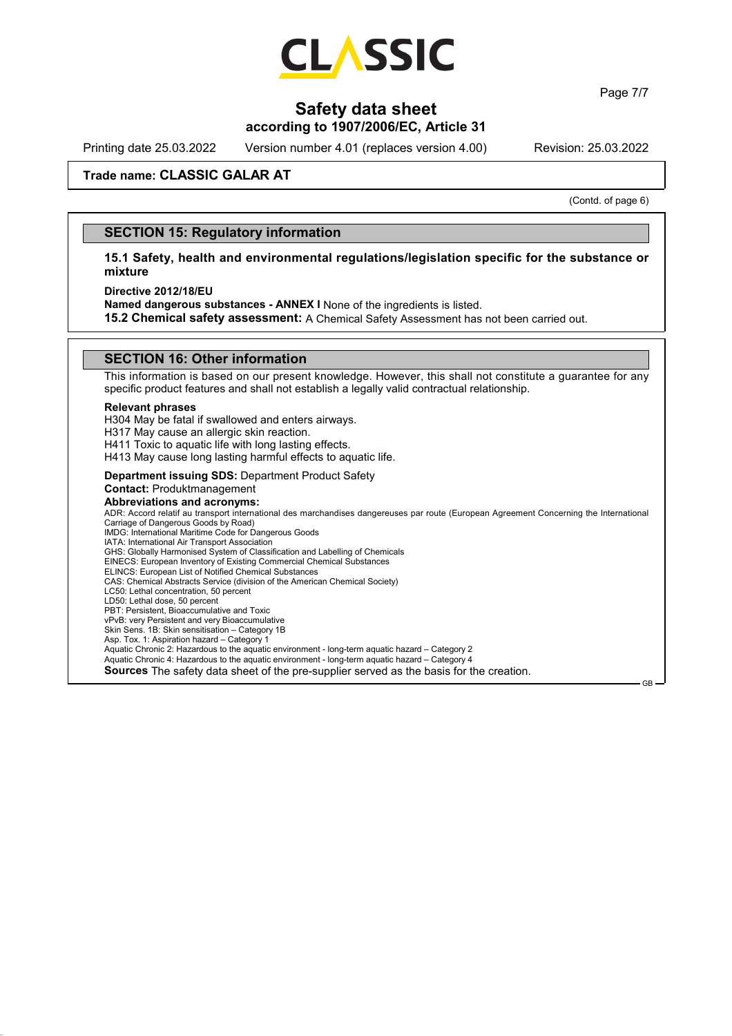# Safety data sheet
## according to 1907/2006/EC, Article 31

Printing date 25.03.2022 Version number 4.01 (replaces version 4.00) Revision: 25.03.2022

**Trade name: CLASSIC GALAR AT**

(Contd. of page 6)

## SECTION 15: Regulatory information

**15.1 Safety, health and environmental regulations/legislation specific for the substance or mixture**

**Directive 2012/18/EU**

**Named dangerous substances - ANNEX I** None of the ingredients is listed.

**15.2 Chemical safety assessment:** A Chemical Safety Assessment has not been carried out.

## SECTION 16: Other information

This information is based on our present knowledge. However, this shall not constitute a guarantee for any specific product features and shall not establish a legally valid contractual relationship.

**Relevant phrases**

H304 May be fatal if swallowed and enters airways.
H317 May cause an allergic skin reaction.
H411 Toxic to aquatic life with long lasting effects.
H413 May cause long lasting harmful effects to aquatic life.

**Department issuing SDS:** Department Product Safety

**Contact:** Produktmanagement

**Abbreviations and acronyms:**

ADR: Accord relatif au transport international des marchandises dangereuses par route (European Agreement Concerning the International Carriage of Dangerous Goods by Road)
IMDG: International Maritime Code for Dangerous Goods
IATA: International Air Transport Association
GHS: Globally Harmonised System of Classification and Labelling of Chemicals
EINECS: European Inventory of Existing Commercial Chemical Substances
ELINCS: European List of Notified Chemical Substances
CAS: Chemical Abstracts Service (division of the American Chemical Society)
LC50: Lethal concentration, 50 percent
LD50: Lethal dose, 50 percent
PBT: Persistent, Bioaccumulative and Toxic
vPvB: very Persistent and very Bioaccumulative
Skin Sens. 1B: Skin sensitisation – Category 1B
Asp. Tox. 1: Aspiration hazard – Category 1
Aquatic Chronic 2: Hazardous to the aquatic environment - long-term aquatic hazard – Category 2
Aquatic Chronic 4: Hazardous to the aquatic environment - long-term aquatic hazard – Category 4

**Sources** The safety data sheet of the pre-supplier served as the basis for the creation.